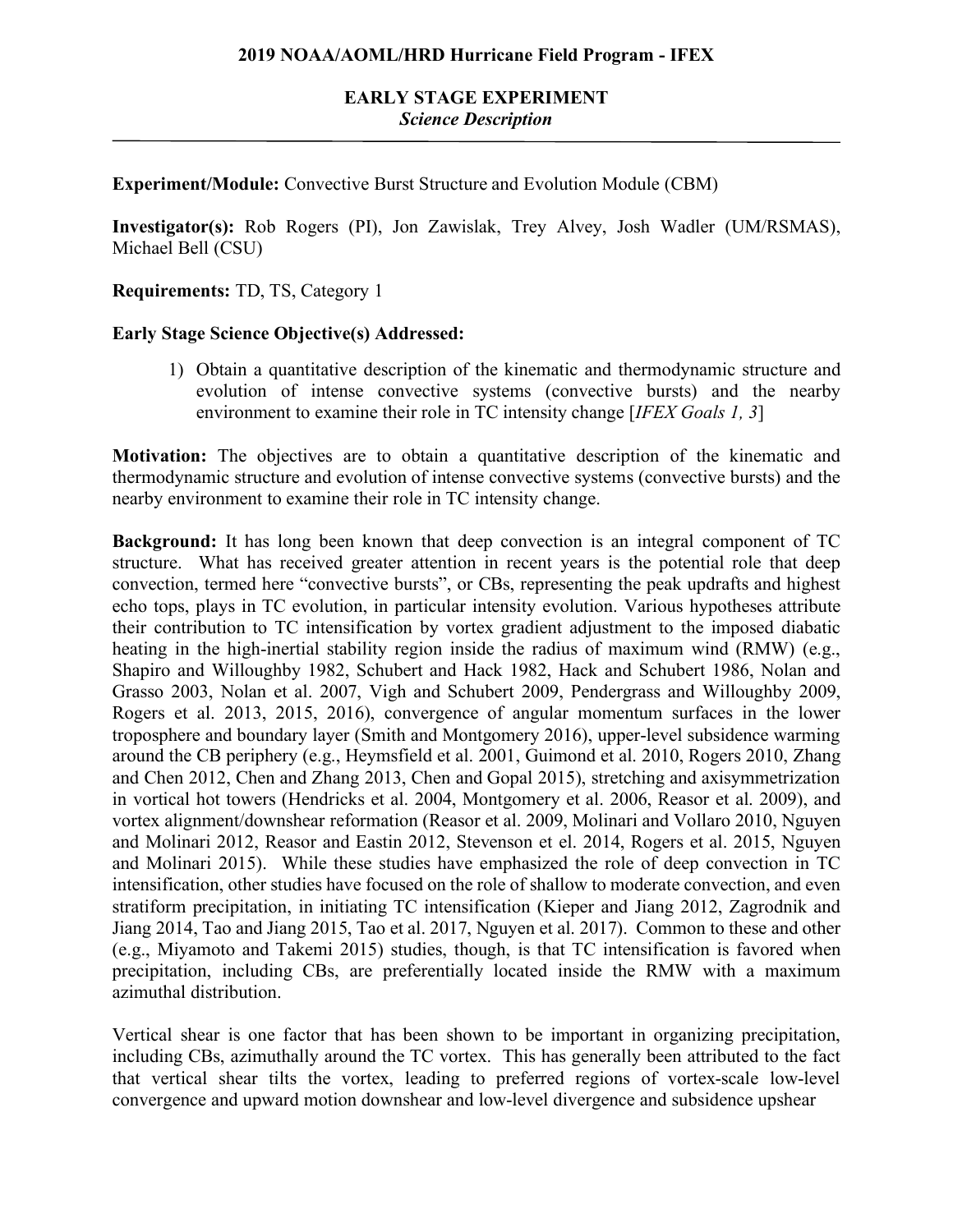**2019 NOAA/AOML/HRD Hurricane Field Program - IFEX**

**EARLY STAGE EXPERIMENT**
***Science Description***

---

**Experiment/Module:** Convective Burst Structure and Evolution Module (CBM)

**Investigator(s):** Rob Rogers (PI), Jon Zawislak, Trey Alvey, Josh Wadler (UM/RSMAS), Michael Bell (CSU)

**Requirements:** TD, TS, Category 1

**Early Stage Science Objective(s) Addressed:**

1) Obtain a quantitative description of the kinematic and thermodynamic structure and evolution of intense convective systems (convective bursts) and the nearby environment to examine their role in TC intensity change [*IFEX Goals 1, 3*]

**Motivation:** The objectives are to obtain a quantitative description of the kinematic and thermodynamic structure and evolution of intense convective systems (convective bursts) and the nearby environment to examine their role in TC intensity change.

**Background:** It has long been known that deep convection is an integral component of TC structure. What has received greater attention in recent years is the potential role that deep convection, termed here "convective bursts", or CBs, representing the peak updrafts and highest echo tops, plays in TC evolution, in particular intensity evolution. Various hypotheses attribute their contribution to TC intensification by vortex gradient adjustment to the imposed diabatic heating in the high-inertial stability region inside the radius of maximum wind (RMW) (e.g., Shapiro and Willoughby 1982, Schubert and Hack 1982, Hack and Schubert 1986, Nolan and Grasso 2003, Nolan et al. 2007, Vigh and Schubert 2009, Pendergrass and Willoughby 2009, Rogers et al. 2013, 2015, 2016), convergence of angular momentum surfaces in the lower troposphere and boundary layer (Smith and Montgomery 2016), upper-level subsidence warming around the CB periphery (e.g., Heymsfield et al. 2001, Guimond et al. 2010, Rogers 2010, Zhang and Chen 2012, Chen and Zhang 2013, Chen and Gopal 2015), stretching and axisymmetrization in vortical hot towers (Hendricks et al. 2004, Montgomery et al. 2006, Reasor et al. 2009), and vortex alignment/downshear reformation (Reasor et al. 2009, Molinari and Vollaro 2010, Nguyen and Molinari 2012, Reasor and Eastin 2012, Stevenson et el. 2014, Rogers et al. 2015, Nguyen and Molinari 2015). While these studies have emphasized the role of deep convection in TC intensification, other studies have focused on the role of shallow to moderate convection, and even stratiform precipitation, in initiating TC intensification (Kieper and Jiang 2012, Zagrodnik and Jiang 2014, Tao and Jiang 2015, Tao et al. 2017, Nguyen et al. 2017). Common to these and other (e.g., Miyamoto and Takemi 2015) studies, though, is that TC intensification is favored when precipitation, including CBs, are preferentially located inside the RMW with a maximum azimuthal distribution.

Vertical shear is one factor that has been shown to be important in organizing precipitation, including CBs, azimuthally around the TC vortex. This has generally been attributed to the fact that vertical shear tilts the vortex, leading to preferred regions of vortex-scale low-level convergence and upward motion downshear and low-level divergence and subsidence upshear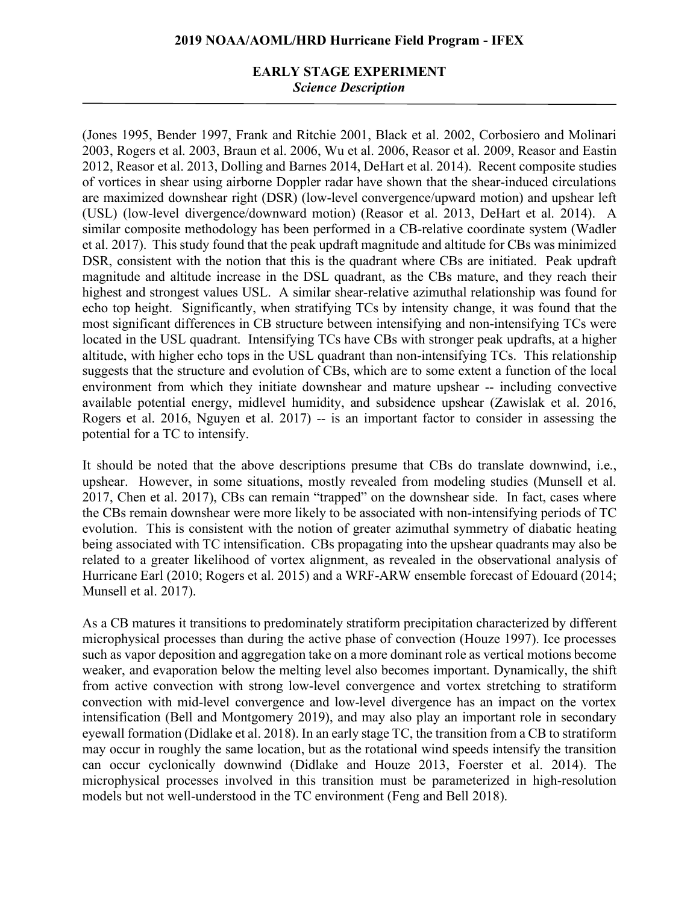(Jones 1995, Bender 1997, Frank and Ritchie 2001, Black et al. 2002, Corbosiero and Molinari 2003, Rogers et al. 2003, Braun et al. 2006, Wu et al. 2006, Reasor et al. 2009, Reasor and Eastin 2012, Reasor et al. 2013, Dolling and Barnes 2014, DeHart et al. 2014). Recent composite studies of vortices in shear using airborne Doppler radar have shown that the shear-induced circulations are maximized downshear right (DSR) (low-level convergence/upward motion) and upshear left (USL) (low-level divergence/downward motion) (Reasor et al. 2013, DeHart et al. 2014). A similar composite methodology has been performed in a CB-relative coordinate system (Wadler et al. 2017). This study found that the peak updraft magnitude and altitude for CBs was minimized DSR, consistent with the notion that this is the quadrant where CBs are initiated. Peak updraft magnitude and altitude increase in the DSL quadrant, as the CBs mature, and they reach their highest and strongest values USL. A similar shear-relative azimuthal relationship was found for echo top height. Significantly, when stratifying TCs by intensity change, it was found that the most significant differences in CB structure between intensifying and non-intensifying TCs were located in the USL quadrant. Intensifying TCs have CBs with stronger peak updrafts, at a higher altitude, with higher echo tops in the USL quadrant than non-intensifying TCs. This relationship suggests that the structure and evolution of CBs, which are to some extent a function of the local environment from which they initiate downshear and mature upshear -- including convective available potential energy, midlevel humidity, and subsidence upshear (Zawislak et al. 2016, Rogers et al. 2016, Nguyen et al. 2017) -- is an important factor to consider in assessing the potential for a TC to intensify.

It should be noted that the above descriptions presume that CBs do translate downwind, i.e., upshear. However, in some situations, mostly revealed from modeling studies (Munsell et al. 2017, Chen et al. 2017), CBs can remain "trapped" on the downshear side. In fact, cases where the CBs remain downshear were more likely to be associated with non-intensifying periods of TC evolution. This is consistent with the notion of greater azimuthal symmetry of diabatic heating being associated with TC intensification. CBs propagating into the upshear quadrants may also be related to a greater likelihood of vortex alignment, as revealed in the observational analysis of Hurricane Earl (2010; Rogers et al. 2015) and a WRF-ARW ensemble forecast of Edouard (2014; Munsell et al. 2017).

As a CB matures it transitions to predominately stratiform precipitation characterized by different microphysical processes than during the active phase of convection (Houze 1997). Ice processes such as vapor deposition and aggregation take on a more dominant role as vertical motions become weaker, and evaporation below the melting level also becomes important. Dynamically, the shift from active convection with strong low-level convergence and vortex stretching to stratiform convection with mid-level convergence and low-level divergence has an impact on the vortex intensification (Bell and Montgomery 2019), and may also play an important role in secondary eyewall formation (Didlake et al. 2018). In an early stage TC, the transition from a CB to stratiform may occur in roughly the same location, but as the rotational wind speeds intensify the transition can occur cyclonically downwind (Didlake and Houze 2013, Foerster et al. 2014). The microphysical processes involved in this transition must be parameterized in high-resolution models but not well-understood in the TC environment (Feng and Bell 2018).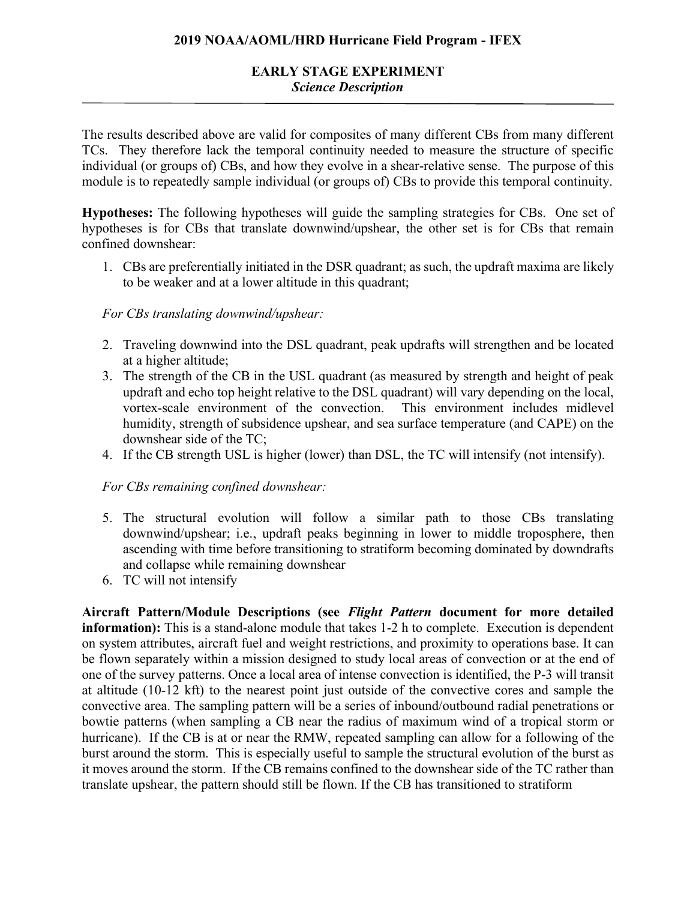The results described above are valid for composites of many different CBs from many different TCs. They therefore lack the temporal continuity needed to measure the structure of specific individual (or groups of) CBs, and how they evolve in a shear-relative sense. The purpose of this module is to repeatedly sample individual (or groups of) CBs to provide this temporal continuity.

**Hypotheses:** The following hypotheses will guide the sampling strategies for CBs. One set of hypotheses is for CBs that translate downwind/upshear, the other set is for CBs that remain confined downshear:

1. CBs are preferentially initiated in the DSR quadrant; as such, the updraft maxima are likely to be weaker and at a lower altitude in this quadrant;

*For CBs translating downwind/upshear:*

2. Traveling downwind into the DSL quadrant, peak updrafts will strengthen and be located at a higher altitude;
3. The strength of the CB in the USL quadrant (as measured by strength and height of peak updraft and echo top height relative to the DSL quadrant) will vary depending on the local, vortex-scale environment of the convection. This environment includes midlevel humidity, strength of subsidence upshear, and sea surface temperature (and CAPE) on the downshear side of the TC;
4. If the CB strength USL is higher (lower) than DSL, the TC will intensify (not intensify).

*For CBs remaining confined downshear:*

5. The structural evolution will follow a similar path to those CBs translating downwind/upshear; i.e., updraft peaks beginning in lower to middle troposphere, then ascending with time before transitioning to stratiform becoming dominated by downdrafts and collapse while remaining downshear
6. TC will not intensify

**Aircraft Pattern/Module Descriptions (see *Flight Pattern* document for more detailed information):** This is a stand-alone module that takes 1-2 h to complete. Execution is dependent on system attributes, aircraft fuel and weight restrictions, and proximity to operations base. It can be flown separately within a mission designed to study local areas of convection or at the end of one of the survey patterns. Once a local area of intense convection is identified, the P-3 will transit at altitude (10-12 kft) to the nearest point just outside of the convective cores and sample the convective area. The sampling pattern will be a series of inbound/outbound radial penetrations or bowtie patterns (when sampling a CB near the radius of maximum wind of a tropical storm or hurricane). If the CB is at or near the RMW, repeated sampling can allow for a following of the burst around the storm. This is especially useful to sample the structural evolution of the burst as it moves around the storm. If the CB remains confined to the downshear side of the TC rather than translate upshear, the pattern should still be flown. If the CB has transitioned to stratiform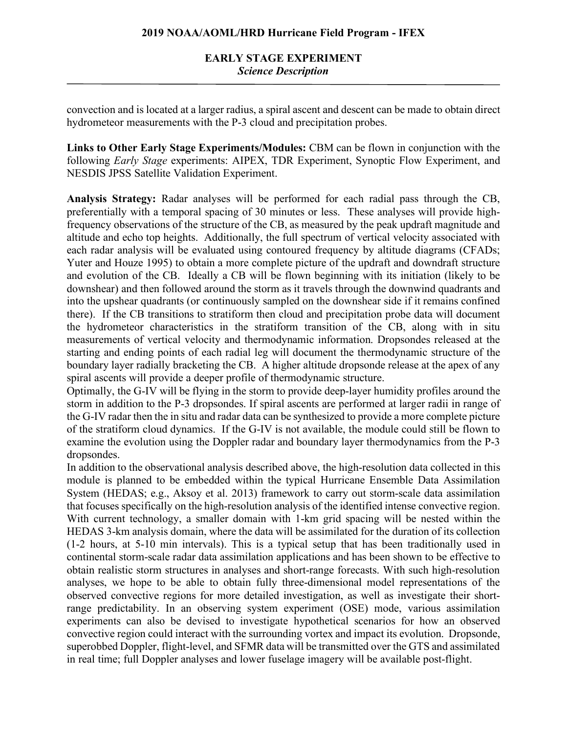convection and is located at a larger radius, a spiral ascent and descent can be made to obtain direct hydrometeor measurements with the P-3 cloud and precipitation probes.

**Links to Other Early Stage Experiments/Modules:** CBM can be flown in conjunction with the following *Early Stage* experiments: AIPEX, TDR Experiment, Synoptic Flow Experiment, and NESDIS JPSS Satellite Validation Experiment.

**Analysis Strategy:** Radar analyses will be performed for each radial pass through the CB, preferentially with a temporal spacing of 30 minutes or less. These analyses will provide high-frequency observations of the structure of the CB, as measured by the peak updraft magnitude and altitude and echo top heights. Additionally, the full spectrum of vertical velocity associated with each radar analysis will be evaluated using contoured frequency by altitude diagrams (CFADs; Yuter and Houze 1995) to obtain a more complete picture of the updraft and downdraft structure and evolution of the CB. Ideally a CB will be flown beginning with its initiation (likely to be downshear) and then followed around the storm as it travels through the downwind quadrants and into the upshear quadrants (or continuously sampled on the downshear side if it remains confined there). If the CB transitions to stratiform then cloud and precipitation probe data will document the hydrometeor characteristics in the stratiform transition of the CB, along with in situ measurements of vertical velocity and thermodynamic information. Dropsondes released at the starting and ending points of each radial leg will document the thermodynamic structure of the boundary layer radially bracketing the CB. A higher altitude dropsonde release at the apex of any spiral ascents will provide a deeper profile of thermodynamic structure.

Optimally, the G-IV will be flying in the storm to provide deep-layer humidity profiles around the storm in addition to the P-3 dropsondes. If spiral ascents are performed at larger radii in range of the G-IV radar then the in situ and radar data can be synthesized to provide a more complete picture of the stratiform cloud dynamics. If the G-IV is not available, the module could still be flown to examine the evolution using the Doppler radar and boundary layer thermodynamics from the P-3 dropsondes.

In addition to the observational analysis described above, the high-resolution data collected in this module is planned to be embedded within the typical Hurricane Ensemble Data Assimilation System (HEDAS; e.g., Aksoy et al. 2013) framework to carry out storm-scale data assimilation that focuses specifically on the high-resolution analysis of the identified intense convective region. With current technology, a smaller domain with 1-km grid spacing will be nested within the HEDAS 3-km analysis domain, where the data will be assimilated for the duration of its collection (1-2 hours, at 5-10 min intervals). This is a typical setup that has been traditionally used in continental storm-scale radar data assimilation applications and has been shown to be effective to obtain realistic storm structures in analyses and short-range forecasts. With such high-resolution analyses, we hope to be able to obtain fully three-dimensional model representations of the observed convective regions for more detailed investigation, as well as investigate their short-range predictability. In an observing system experiment (OSE) mode, various assimilation experiments can also be devised to investigate hypothetical scenarios for how an observed convective region could interact with the surrounding vortex and impact its evolution. Dropsonde, superobbed Doppler, flight-level, and SFMR data will be transmitted over the GTS and assimilated in real time; full Doppler analyses and lower fuselage imagery will be available post-flight.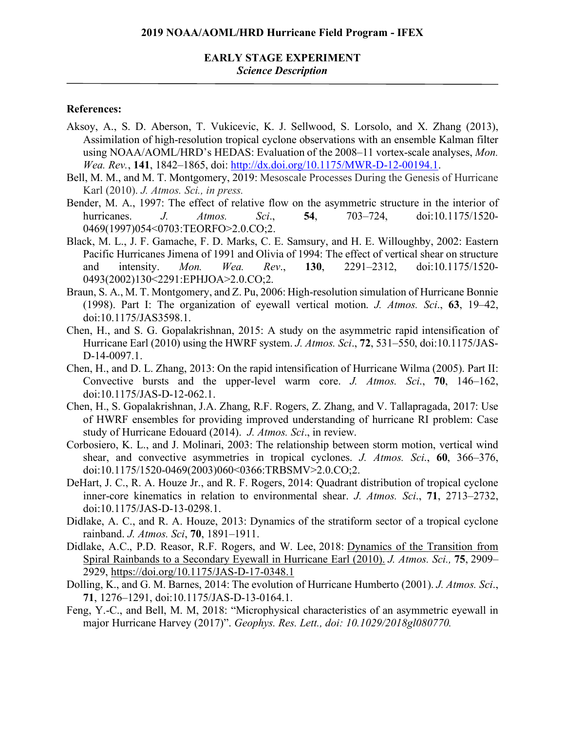**References:**

Aksoy, A., S. D. Aberson, T. Vukicevic, K. J. Sellwood, S. Lorsolo, and X. Zhang (2013), Assimilation of high-resolution tropical cyclone observations with an ensemble Kalman filter using NOAA/AOML/HRD's HEDAS: Evaluation of the 2008–11 vortex-scale analyses, *Mon. Wea. Rev.*, **141**, 1842–1865, doi: http://dx.doi.org/10.1175/MWR-D-12-00194.1.

Bell, M. M., and M. T. Montgomery, 2019: Mesoscale Processes During the Genesis of Hurricane Karl (2010). *J. Atmos. Sci., in press.*

Bender, M. A., 1997: The effect of relative flow on the asymmetric structure in the interior of hurricanes. *J. Atmos. Sci*., **54**, 703–724, doi:10.1175/1520-0469(1997)054<0703:TEORFO>2.0.CO;2.

Black, M. L., J. F. Gamache, F. D. Marks, C. E. Samsury, and H. E. Willoughby, 2002: Eastern Pacific Hurricanes Jimena of 1991 and Olivia of 1994: The effect of vertical shear on structure and intensity. *Mon. Wea. Rev*., **130**, 2291–2312, doi:10.1175/1520-0493(2002)130<2291:EPHJOA>2.0.CO;2.

Braun, S. A., M. T. Montgomery, and Z. Pu, 2006: High-resolution simulation of Hurricane Bonnie (1998). Part I: The organization of eyewall vertical motion. *J. Atmos. Sci*., **63**, 19–42, doi:10.1175/JAS3598.1.

Chen, H., and S. G. Gopalakrishnan, 2015: A study on the asymmetric rapid intensification of Hurricane Earl (2010) using the HWRF system. *J. Atmos. Sci*., **72**, 531–550, doi:10.1175/JAS-D-14-0097.1.

Chen, H., and D. L. Zhang, 2013: On the rapid intensification of Hurricane Wilma (2005). Part II: Convective bursts and the upper-level warm core. *J. Atmos. Sci*., **70**, 146–162, doi:10.1175/JAS-D-12-062.1.

Chen, H., S. Gopalakrishnan, J.A. Zhang, R.F. Rogers, Z. Zhang, and V. Tallapragada, 2017: Use of HWRF ensembles for providing improved understanding of hurricane RI problem: Case study of Hurricane Edouard (2014). *J. Atmos. Sci*., in review.

Corbosiero, K. L., and J. Molinari, 2003: The relationship between storm motion, vertical wind shear, and convective asymmetries in tropical cyclones. *J. Atmos. Sci*., **60**, 366–376, doi:10.1175/1520-0469(2003)060<0366:TRBSMV>2.0.CO;2.

DeHart, J. C., R. A. Houze Jr., and R. F. Rogers, 2014: Quadrant distribution of tropical cyclone inner-core kinematics in relation to environmental shear. *J. Atmos. Sci*., **71**, 2713–2732, doi:10.1175/JAS-D-13-0298.1.

Didlake, A. C., and R. A. Houze, 2013: Dynamics of the stratiform sector of a tropical cyclone rainband. *J. Atmos. Sci*, **70**, 1891–1911.

Didlake, A.C., P.D. Reasor, R.F. Rogers, and W. Lee, 2018: Dynamics of the Transition from Spiral Rainbands to a Secondary Eyewall in Hurricane Earl (2010). *J. Atmos. Sci.,* **75**, 2909–2929, https://doi.org/10.1175/JAS-D-17-0348.1

Dolling, K., and G. M. Barnes, 2014: The evolution of Hurricane Humberto (2001). *J. Atmos. Sci*., **71**, 1276–1291, doi:10.1175/JAS-D-13-0164.1.

Feng, Y.-C., and Bell, M. M, 2018: "Microphysical characteristics of an asymmetric eyewall in major Hurricane Harvey (2017)". *Geophys. Res. Lett., doi: 10.1029/2018gl080770.*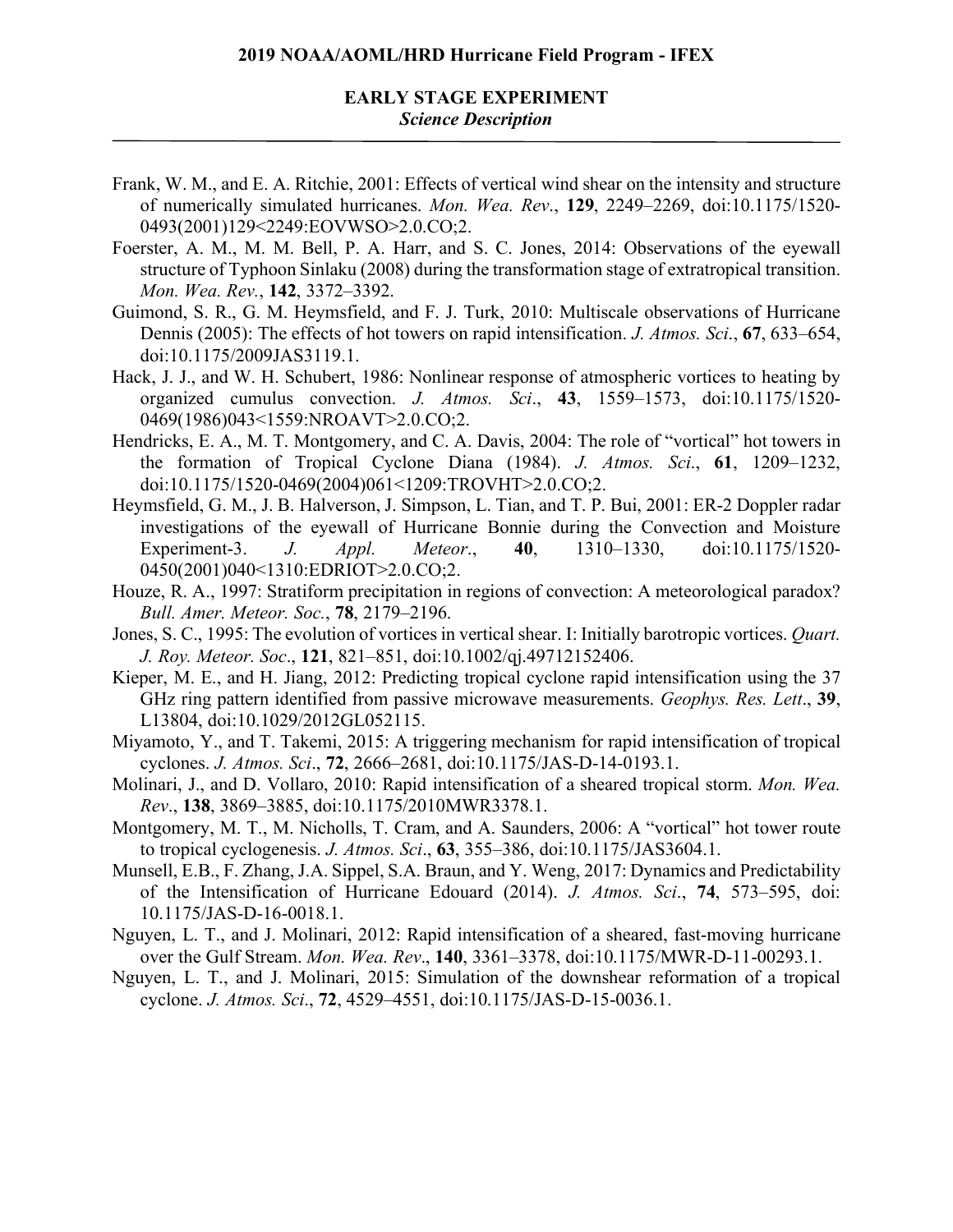Frank, W. M., and E. A. Ritchie, 2001: Effects of vertical wind shear on the intensity and structure of numerically simulated hurricanes. *Mon. Wea. Rev*., **129**, 2249–2269, doi:10.1175/1520-0493(2001)129<2249:EOVWSO>2.0.CO;2.

Foerster, A. M., M. M. Bell, P. A. Harr, and S. C. Jones, 2014: Observations of the eyewall structure of Typhoon Sinlaku (2008) during the transformation stage of extratropical transition. *Mon. Wea. Rev.*, **142**, 3372–3392.

Guimond, S. R., G. M. Heymsfield, and F. J. Turk, 2010: Multiscale observations of Hurricane Dennis (2005): The effects of hot towers on rapid intensification. *J. Atmos. Sci*., **67**, 633–654, doi:10.1175/2009JAS3119.1.

Hack, J. J., and W. H. Schubert, 1986: Nonlinear response of atmospheric vortices to heating by organized cumulus convection. *J. Atmos. Sci*., **43**, 1559–1573, doi:10.1175/1520-0469(1986)043<1559:NROAVT>2.0.CO;2.

Hendricks, E. A., M. T. Montgomery, and C. A. Davis, 2004: The role of "vortical" hot towers in the formation of Tropical Cyclone Diana (1984). *J. Atmos. Sci*., **61**, 1209–1232, doi:10.1175/1520-0469(2004)061<1209:TROVHT>2.0.CO;2.

Heymsfield, G. M., J. B. Halverson, J. Simpson, L. Tian, and T. P. Bui, 2001: ER-2 Doppler radar investigations of the eyewall of Hurricane Bonnie during the Convection and Moisture Experiment-3. *J. Appl. Meteor*., **40**, 1310–1330, doi:10.1175/1520-0450(2001)040<1310:EDRIOT>2.0.CO;2.

Houze, R. A., 1997: Stratiform precipitation in regions of convection: A meteorological paradox? *Bull. Amer. Meteor. Soc.*, **78**, 2179–2196.

Jones, S. C., 1995: The evolution of vortices in vertical shear. I: Initially barotropic vortices. *Quart. J. Roy. Meteor. Soc*., **121**, 821–851, doi:10.1002/qj.49712152406.

Kieper, M. E., and H. Jiang, 2012: Predicting tropical cyclone rapid intensification using the 37 GHz ring pattern identified from passive microwave measurements. *Geophys. Res. Lett*., **39**, L13804, doi:10.1029/2012GL052115.

Miyamoto, Y., and T. Takemi, 2015: A triggering mechanism for rapid intensification of tropical cyclones. *J. Atmos. Sci*., **72**, 2666–2681, doi:10.1175/JAS-D-14-0193.1.

Molinari, J., and D. Vollaro, 2010: Rapid intensification of a sheared tropical storm. *Mon. Wea. Rev*., **138**, 3869–3885, doi:10.1175/2010MWR3378.1.

Montgomery, M. T., M. Nicholls, T. Cram, and A. Saunders, 2006: A "vortical" hot tower route to tropical cyclogenesis. *J. Atmos. Sci*., **63**, 355–386, doi:10.1175/JAS3604.1.

Munsell, E.B., F. Zhang, J.A. Sippel, S.A. Braun, and Y. Weng, 2017: Dynamics and Predictability of the Intensification of Hurricane Edouard (2014). *J. Atmos. Sci*., **74**, 573–595, doi: 10.1175/JAS-D-16-0018.1.

Nguyen, L. T., and J. Molinari, 2012: Rapid intensification of a sheared, fast-moving hurricane over the Gulf Stream. *Mon. Wea. Rev*., **140**, 3361–3378, doi:10.1175/MWR-D-11-00293.1.

Nguyen, L. T., and J. Molinari, 2015: Simulation of the downshear reformation of a tropical cyclone. *J. Atmos. Sci*., **72**, 4529–4551, doi:10.1175/JAS-D-15-0036.1.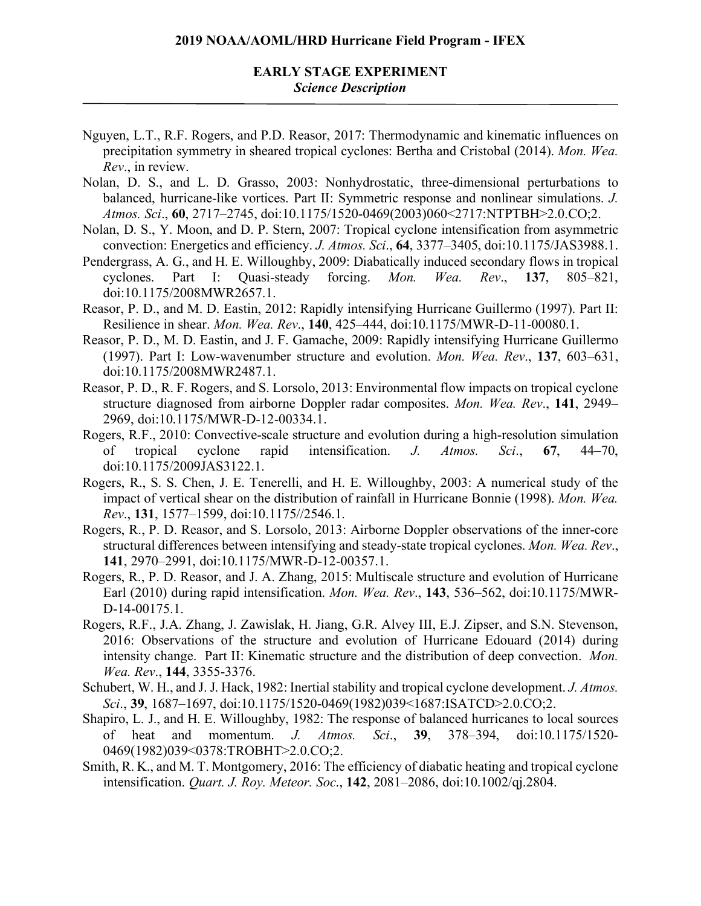Nguyen, L.T., R.F. Rogers, and P.D. Reasor, 2017: Thermodynamic and kinematic influences on precipitation symmetry in sheared tropical cyclones: Bertha and Cristobal (2014). *Mon. Wea. Rev*., in review.

Nolan, D. S., and L. D. Grasso, 2003: Nonhydrostatic, three-dimensional perturbations to balanced, hurricane-like vortices. Part II: Symmetric response and nonlinear simulations. *J. Atmos. Sci*., **60**, 2717–2745, doi:10.1175/1520-0469(2003)060<2717:NTPTBH>2.0.CO;2.

Nolan, D. S., Y. Moon, and D. P. Stern, 2007: Tropical cyclone intensification from asymmetric convection: Energetics and efficiency. *J. Atmos. Sci*., **64**, 3377–3405, doi:10.1175/JAS3988.1.

Pendergrass, A. G., and H. E. Willoughby, 2009: Diabatically induced secondary flows in tropical cyclones. Part I: Quasi-steady forcing. *Mon. Wea. Rev*., **137**, 805–821, doi:10.1175/2008MWR2657.1.

Reasor, P. D., and M. D. Eastin, 2012: Rapidly intensifying Hurricane Guillermo (1997). Part II: Resilience in shear. *Mon. Wea. Rev*., **140**, 425–444, doi:10.1175/MWR-D-11-00080.1.

Reasor, P. D., M. D. Eastin, and J. F. Gamache, 2009: Rapidly intensifying Hurricane Guillermo (1997). Part I: Low-wavenumber structure and evolution. *Mon. Wea. Rev*., **137**, 603–631, doi:10.1175/2008MWR2487.1.

Reasor, P. D., R. F. Rogers, and S. Lorsolo, 2013: Environmental flow impacts on tropical cyclone structure diagnosed from airborne Doppler radar composites. *Mon. Wea. Rev*., **141**, 2949–2969, doi:10.1175/MWR-D-12-00334.1.

Rogers, R.F., 2010: Convective-scale structure and evolution during a high-resolution simulation of tropical cyclone rapid intensification. *J. Atmos. Sci*., **67**, 44–70, doi:10.1175/2009JAS3122.1.

Rogers, R., S. S. Chen, J. E. Tenerelli, and H. E. Willoughby, 2003: A numerical study of the impact of vertical shear on the distribution of rainfall in Hurricane Bonnie (1998). *Mon. Wea. Rev*., **131**, 1577–1599, doi:10.1175//2546.1.

Rogers, R., P. D. Reasor, and S. Lorsolo, 2013: Airborne Doppler observations of the inner-core structural differences between intensifying and steady-state tropical cyclones. *Mon. Wea. Rev*., **141**, 2970–2991, doi:10.1175/MWR-D-12-00357.1.

Rogers, R., P. D. Reasor, and J. A. Zhang, 2015: Multiscale structure and evolution of Hurricane Earl (2010) during rapid intensification. *Mon. Wea. Rev*., **143**, 536–562, doi:10.1175/MWR-D-14-00175.1.

Rogers, R.F., J.A. Zhang, J. Zawislak, H. Jiang, G.R. Alvey III, E.J. Zipser, and S.N. Stevenson, 2016: Observations of the structure and evolution of Hurricane Edouard (2014) during intensity change. Part II: Kinematic structure and the distribution of deep convection. *Mon. Wea. Rev*., **144**, 3355-3376.

Schubert, W. H., and J. J. Hack, 1982: Inertial stability and tropical cyclone development. *J. Atmos. Sci*., **39**, 1687–1697, doi:10.1175/1520-0469(1982)039<1687:ISATCD>2.0.CO;2.

Shapiro, L. J., and H. E. Willoughby, 1982: The response of balanced hurricanes to local sources of heat and momentum. *J. Atmos. Sci*., **39**, 378–394, doi:10.1175/1520-0469(1982)039<0378:TROBHT>2.0.CO;2.

Smith, R. K., and M. T. Montgomery, 2016: The efficiency of diabatic heating and tropical cyclone intensification. *Quart. J. Roy. Meteor. Soc*., **142**, 2081–2086, doi:10.1002/qj.2804.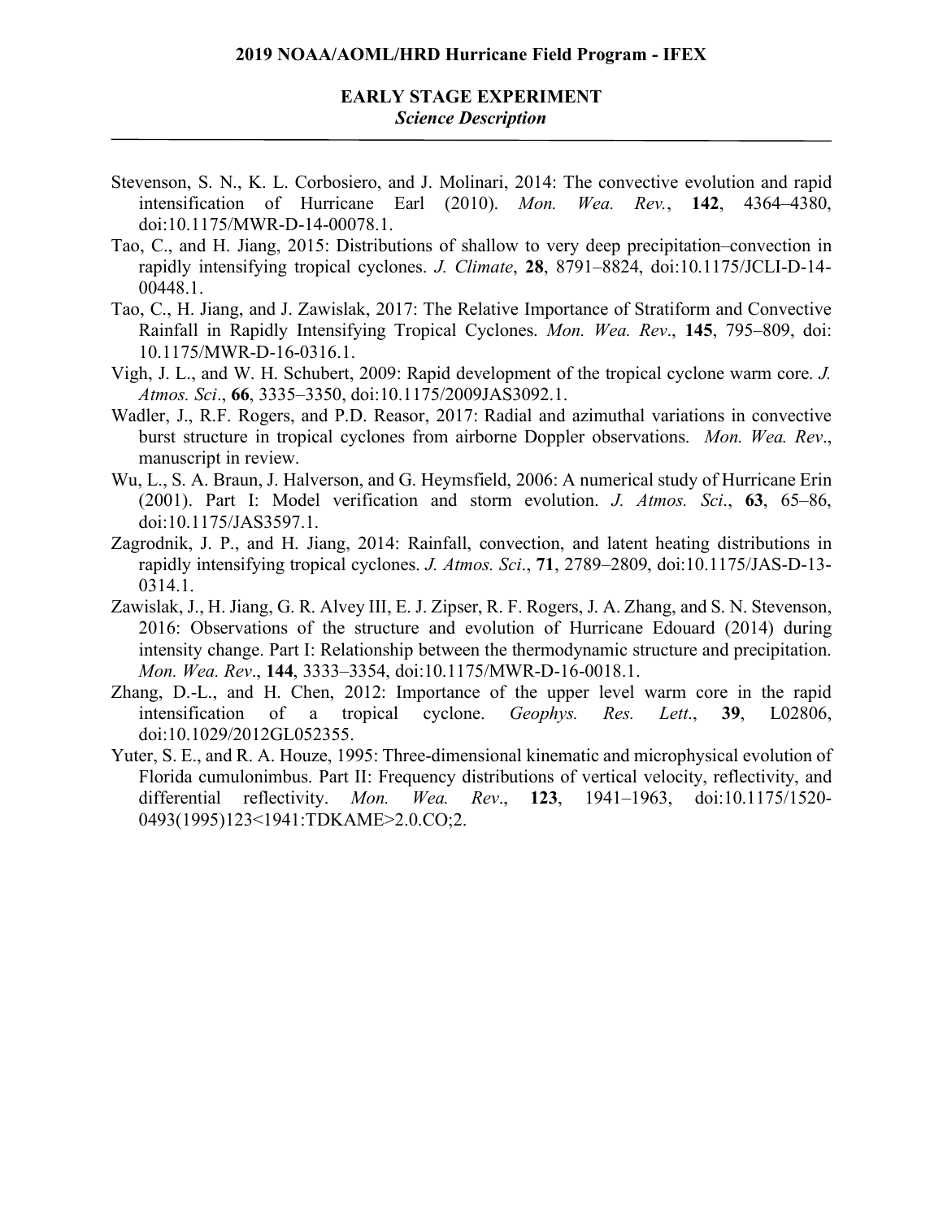Stevenson, S. N., K. L. Corbosiero, and J. Molinari, 2014: The convective evolution and rapid intensification of Hurricane Earl (2010). *Mon. Wea. Rev.*, **142**, 4364–4380, doi:10.1175/MWR-D-14-00078.1.

Tao, C., and H. Jiang, 2015: Distributions of shallow to very deep precipitation–convection in rapidly intensifying tropical cyclones. *J. Climate*, **28**, 8791–8824, doi:10.1175/JCLI-D-14-00448.1.

Tao, C., H. Jiang, and J. Zawislak, 2017: The Relative Importance of Stratiform and Convective Rainfall in Rapidly Intensifying Tropical Cyclones. *Mon. Wea. Rev*., **145**, 795–809, doi: 10.1175/MWR-D-16-0316.1.

Vigh, J. L., and W. H. Schubert, 2009: Rapid development of the tropical cyclone warm core. *J. Atmos. Sci*., **66**, 3335–3350, doi:10.1175/2009JAS3092.1.

Wadler, J., R.F. Rogers, and P.D. Reasor, 2017: Radial and azimuthal variations in convective burst structure in tropical cyclones from airborne Doppler observations. *Mon. Wea. Rev*., manuscript in review.

Wu, L., S. A. Braun, J. Halverson, and G. Heymsfield, 2006: A numerical study of Hurricane Erin (2001). Part I: Model verification and storm evolution. *J. Atmos. Sci*., **63**, 65–86, doi:10.1175/JAS3597.1.

Zagrodnik, J. P., and H. Jiang, 2014: Rainfall, convection, and latent heating distributions in rapidly intensifying tropical cyclones. *J. Atmos. Sci*., **71**, 2789–2809, doi:10.1175/JAS-D-13-0314.1.

Zawislak, J., H. Jiang, G. R. Alvey III, E. J. Zipser, R. F. Rogers, J. A. Zhang, and S. N. Stevenson, 2016: Observations of the structure and evolution of Hurricane Edouard (2014) during intensity change. Part I: Relationship between the thermodynamic structure and precipitation. *Mon. Wea. Rev*., **144**, 3333–3354, doi:10.1175/MWR-D-16-0018.1.

Zhang, D.-L., and H. Chen, 2012: Importance of the upper level warm core in the rapid intensification of a tropical cyclone. *Geophys. Res. Lett*., **39**, L02806, doi:10.1029/2012GL052355.

Yuter, S. E., and R. A. Houze, 1995: Three-dimensional kinematic and microphysical evolution of Florida cumulonimbus. Part II: Frequency distributions of vertical velocity, reflectivity, and differential reflectivity. *Mon. Wea. Rev*., **123**, 1941–1963, doi:10.1175/1520-0493(1995)123<1941:TDKAME>2.0.CO;2.